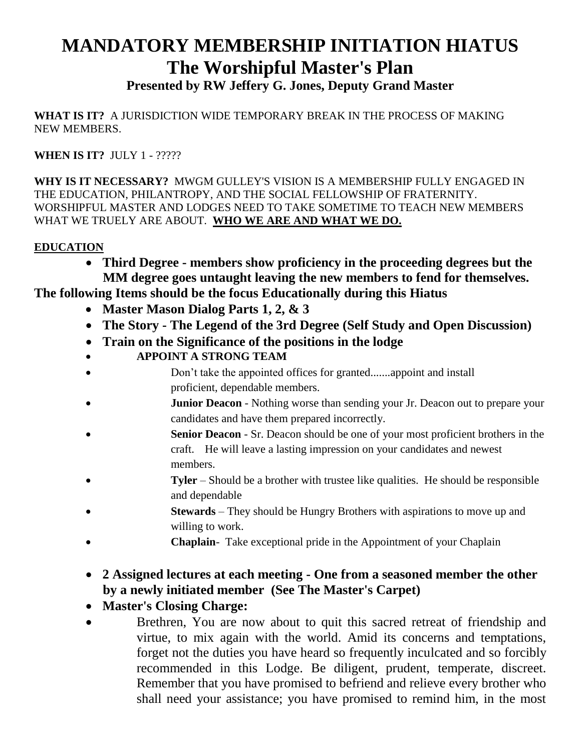# MANDATORY MEMBERSHIP INITIATION HIATUS
## The Worshipful Master's Plan
### Presented by RW Jeffery G. Jones, Deputy Grand Master

**WHAT IS IT?** A JURISDICTION WIDE TEMPORARY BREAK IN THE PROCESS OF MAKING NEW MEMBERS.

**WHEN IS IT?** JULY 1 - ?????

**WHY IS IT NECESSARY?** MWGM GULLEY'S VISION IS A MEMBERSHIP FULLY ENGAGED IN THE EDUCATION, PHILANTROPY, AND THE SOCIAL FELLOWSHIP OF FRATERNITY. WORSHIPFUL MASTER AND LODGES NEED TO TAKE SOMETIME TO TEACH NEW MEMBERS WHAT WE TRUELY ARE ABOUT. **<u>WHO WE ARE AND WHAT WE DO.</u>**

**<u>EDUCATION</u>**

- **Third Degree - members show proficiency in the proceeding degrees but the MM degree goes untaught leaving the new members to fend for themselves.**

**The following Items should be the focus Educationally during this Hiatus**

- **Master Mason Dialog Parts 1, 2, & 3**
- **The Story - The Legend of the 3rd Degree (Self Study and Open Discussion)**
- **Train on the Significance of the positions in the lodge**
- **APPOINT A STRONG TEAM**
- Don't take the appointed offices for granted.......appoint and install proficient, dependable members.
- **Junior Deacon** - Nothing worse than sending your Jr. Deacon out to prepare your candidates and have them prepared incorrectly.
- **Senior Deacon** - Sr. Deacon should be one of your most proficient brothers in the craft. He will leave a lasting impression on your candidates and newest members.
- **Tyler** – Should be a brother with trustee like qualities. He should be responsible and dependable
- **Stewards** – They should be Hungry Brothers with aspirations to move up and willing to work.
- **Chaplain**- Take exceptional pride in the Appointment of your Chaplain

- **2 Assigned lectures at each meeting - One from a seasoned member the other by a newly initiated member (See The Master's Carpet)**
- **Master's Closing Charge:**
- Brethren, You are now about to quit this sacred retreat of friendship and virtue, to mix again with the world. Amid its concerns and temptations, forget not the duties you have heard so frequently inculcated and so forcibly recommended in this Lodge. Be diligent, prudent, temperate, discreet. Remember that you have promised to befriend and relieve every brother who shall need your assistance; you have promised to remind him, in the most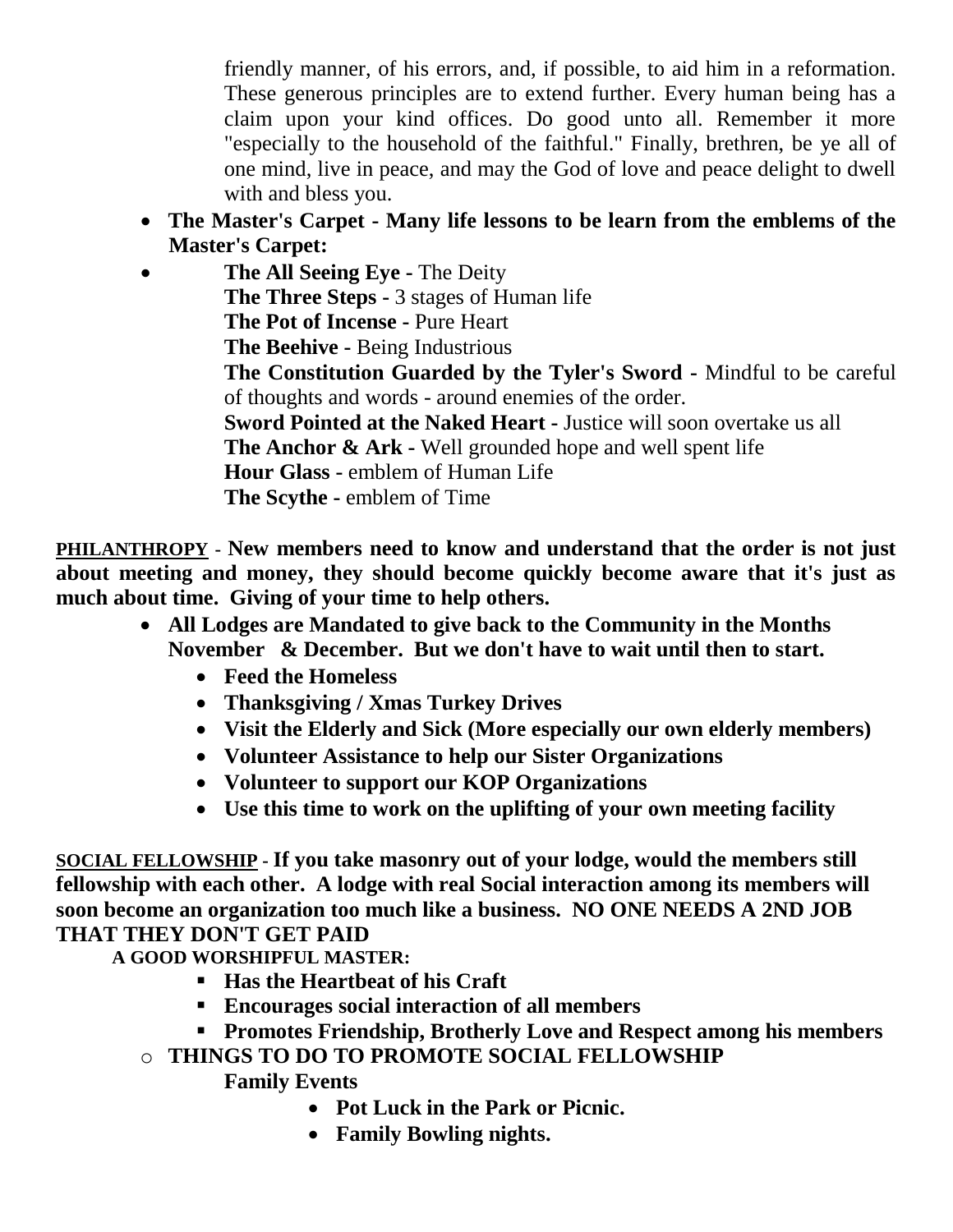friendly manner, of his errors, and, if possible, to aid him in a reformation. These generous principles are to extend further. Every human being has a claim upon your kind offices. Do good unto all. Remember it more "especially to the household of the faithful." Finally, brethren, be ye all of one mind, live in peace, and may the God of love and peace delight to dwell with and bless you.

- **The Master's Carpet - Many life lessons to be learn from the emblems of the Master's Carpet:**
- **The All Seeing Eye -** The Deity
  **The Three Steps -** 3 stages of Human life
  **The Pot of Incense -** Pure Heart
  **The Beehive -** Being Industrious
  **The Constitution Guarded by the Tyler's Sword -** Mindful to be careful of thoughts and words - around enemies of the order.
  **Sword Pointed at the Naked Heart -** Justice will soon overtake us all
  **The Anchor & Ark -** Well grounded hope and well spent life
  **Hour Glass -** emblem of Human Life
  **The Scythe -** emblem of Time

**<u>PHILANTHROPY</u> - New members need to know and understand that the order is not just about meeting and money, they should become quickly become aware that it's just as much about time. Giving of your time to help others.**

- **All Lodges are Mandated to give back to the Community in the Months November & December. But we don't have to wait until then to start.**
  - **Feed the Homeless**
  - **Thanksgiving / Xmas Turkey Drives**
  - **Visit the Elderly and Sick (More especially our own elderly members)**
  - **Volunteer Assistance to help our Sister Organizations**
  - **Volunteer to support our KOP Organizations**
  - **Use this time to work on the uplifting of your own meeting facility**

**<u>SOCIAL FELLOWSHIP</u> - If you take masonry out of your lodge, would the members still fellowship with each other. A lodge with real Social interaction among its members will soon become an organization too much like a business. NO ONE NEEDS A 2ND JOB THAT THEY DON'T GET PAID**

**A GOOD WORSHIPFUL MASTER:**

- **Has the Heartbeat of his Craft**
- **Encourages social interaction of all members**
- **Promotes Friendship, Brotherly Love and Respect among his members**

- **THINGS TO DO TO PROMOTE SOCIAL FELLOWSHIP**
  **Family Events**
  - **Pot Luck in the Park or Picnic.**
  - **Family Bowling nights.**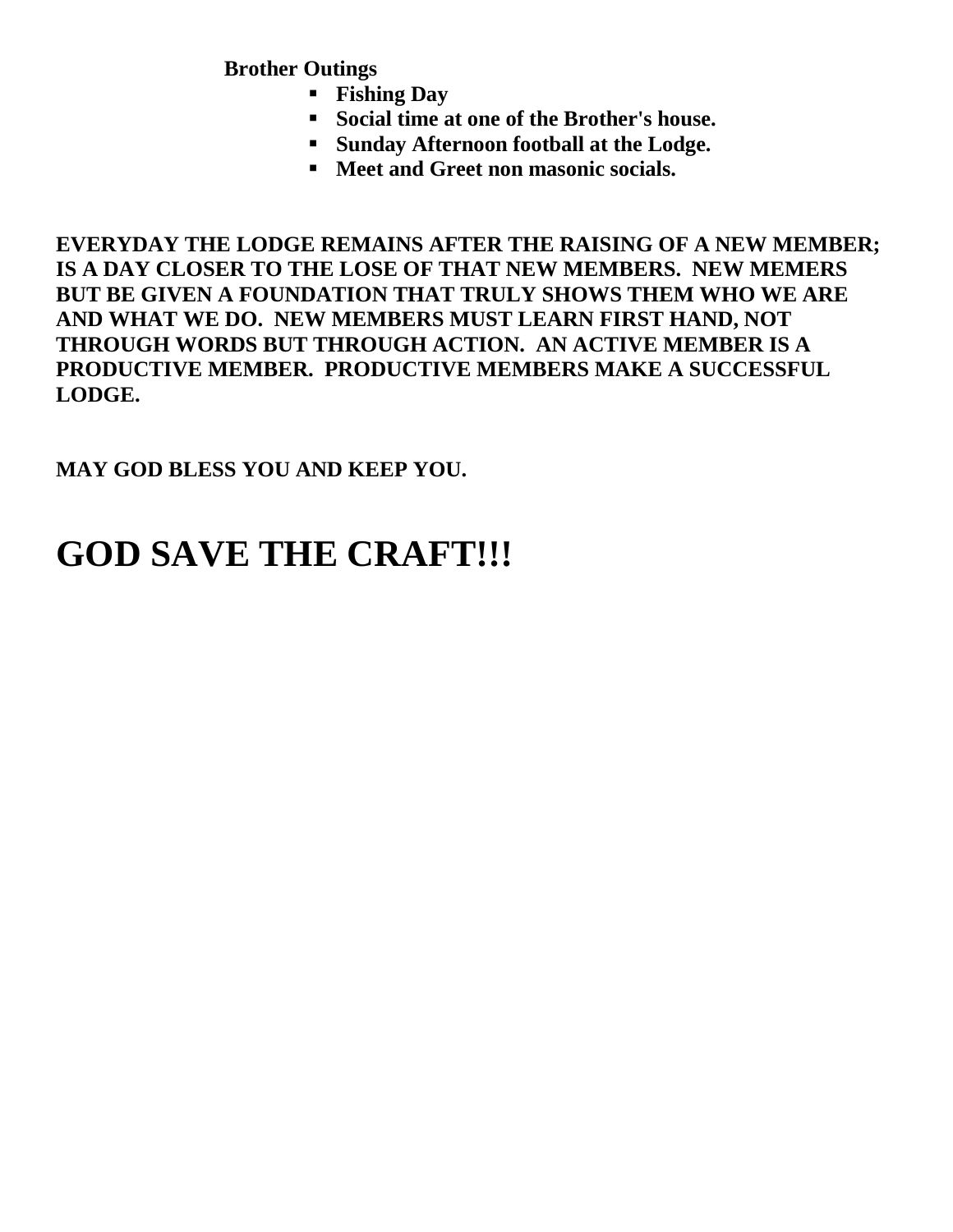**Brother Outings**

- **Fishing Day**
- **Social time at one of the Brother's house.**
- **Sunday Afternoon football at the Lodge.**
- **Meet and Greet non masonic socials.**

**EVERYDAY THE LODGE REMAINS AFTER THE RAISING OF A NEW MEMBER; IS A DAY CLOSER TO THE LOSE OF THAT NEW MEMBERS. NEW MEMERS BUT BE GIVEN A FOUNDATION THAT TRULY SHOWS THEM WHO WE ARE AND WHAT WE DO. NEW MEMBERS MUST LEARN FIRST HAND, NOT THROUGH WORDS BUT THROUGH ACTION. AN ACTIVE MEMBER IS A PRODUCTIVE MEMBER. PRODUCTIVE MEMBERS MAKE A SUCCESSFUL LODGE.**

**MAY GOD BLESS YOU AND KEEP YOU.**

# GOD SAVE THE CRAFT!!!